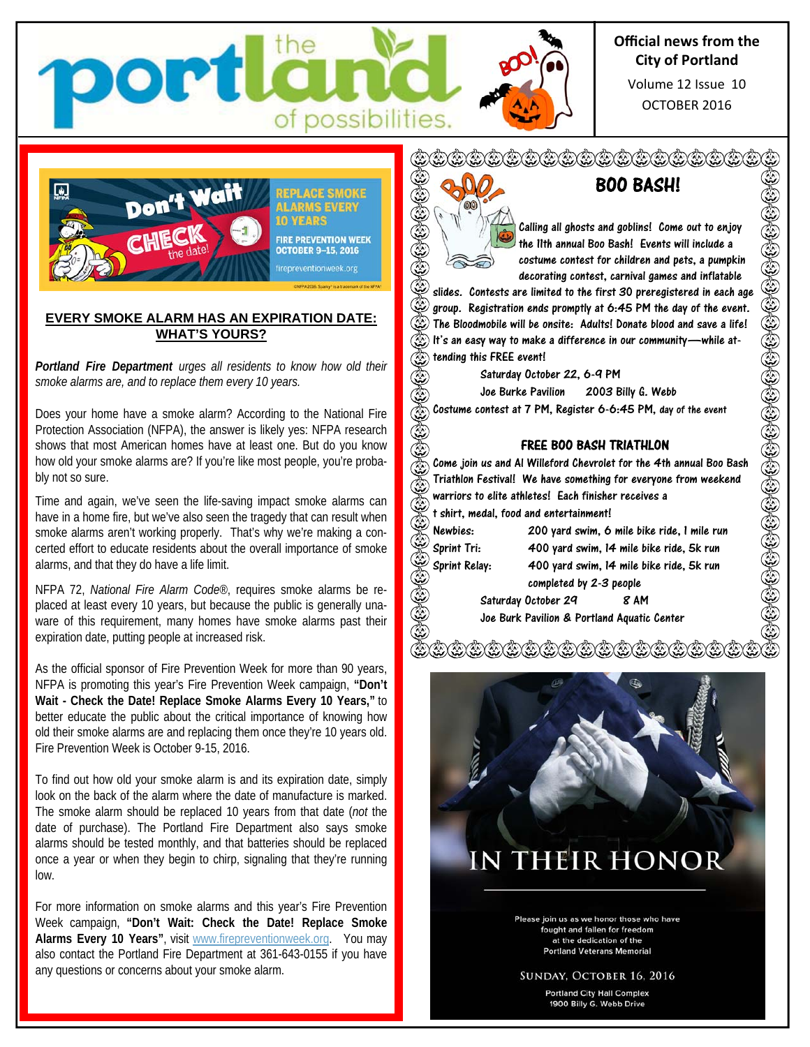# the portland of possibilities.

**Official news from the City of Portland**

Volume 12 Issue 10

OCTOBER 2016

Don't Wait CHECK the date!

REPLACE SMOKE ALARMS EVERY 10 YEARS

FIRE PREVENTION WEEK OCTOBER 9–15, 2016

firepreventionweek.org

## EVERY SMOKE ALARM HAS AN EXPIRATION DATE: WHAT'S YOURS?

***Portland Fire Department*** *urges all residents to know how old their smoke alarms are, and to replace them every 10 years.*

Does your home have a smoke alarm? According to the National Fire Protection Association (NFPA), the answer is likely yes: NFPA research shows that most American homes have at least one. But do you know how old your smoke alarms are? If you're like most people, you're probably not so sure.

Time and again, we've seen the life-saving impact smoke alarms can have in a home fire, but we've also seen the tragedy that can result when smoke alarms aren't working properly. That's why we're making a concerted effort to educate residents about the overall importance of smoke alarms, and that they do have a life limit.

NFPA 72, *National Fire Alarm Code*®, requires smoke alarms be replaced at least every 10 years, but because the public is generally unaware of this requirement, many homes have smoke alarms past their expiration date, putting people at increased risk.

As the official sponsor of Fire Prevention Week for more than 90 years, NFPA is promoting this year's Fire Prevention Week campaign, **"Don't Wait - Check the Date! Replace Smoke Alarms Every 10 Years,"** to better educate the public about the critical importance of knowing how old their smoke alarms are and replacing them once they're 10 years old. Fire Prevention Week is October 9-15, 2016.

To find out how old your smoke alarm is and its expiration date, simply look on the back of the alarm where the date of manufacture is marked. The smoke alarm should be replaced 10 years from that date (*not* the date of purchase). The Portland Fire Department also says smoke alarms should be tested monthly, and that batteries should be replaced once a year or when they begin to chirp, signaling that they're running low.

For more information on smoke alarms and this year's Fire Prevention Week campaign, **"Don't Wait: Check the Date! Replace Smoke Alarms Every 10 Years"**, visit www.firepreventionweek.org. You may also contact the Portland Fire Department at 361-643-0155 if you have any questions or concerns about your smoke alarm.

## BOO BASH!

Calling all ghosts and goblins! Come out to enjoy the 11th annual Boo Bash! Events will include a costume contest for children and pets, a pumpkin decorating contest, carnival games and inflatable slides. Contests are limited to the first 30 preregistered in each age group. Registration ends promptly at 6:45 PM the day of the event. The Bloodmobile will be onsite: Adults! Donate blood and save a life! It's an easy way to make a difference in our community—while attending this FREE event!

Saturday October 22, 6-9 PM

Joe Burke Pavilion 2003 Billy G. Webb

Costume contest at 7 PM, Register 6-6:45 PM, day of the event

### FREE BOO BASH TRIATHLON

Come join us and Al Willeford Chevrolet for the 4th annual Boo Bash Triathlon Festival! We have something for everyone from weekend warriors to elite athletes! Each finisher receives a t shirt, medal, food and entertainment!

| | |
|---|---|
| Newbies: | 200 yard swim, 6 mile bike ride, 1 mile run |
| Sprint Tri: | 400 yard swim, 14 mile bike ride, 5k run |
| Sprint Relay: | 400 yard swim, 14 mile bike ride, 5k run completed by 2-3 people |

Saturday October 29 8 AM

Joe Burk Pavilion & Portland Aquatic Center

## IN THEIR HONOR

Please join us as we honor those who have fought and fallen for freedom at the dedication of the Portland Veterans Memorial

SUNDAY, OCTOBER 16, 2016

Portland City Hall Complex
1900 Billy G. Webb Drive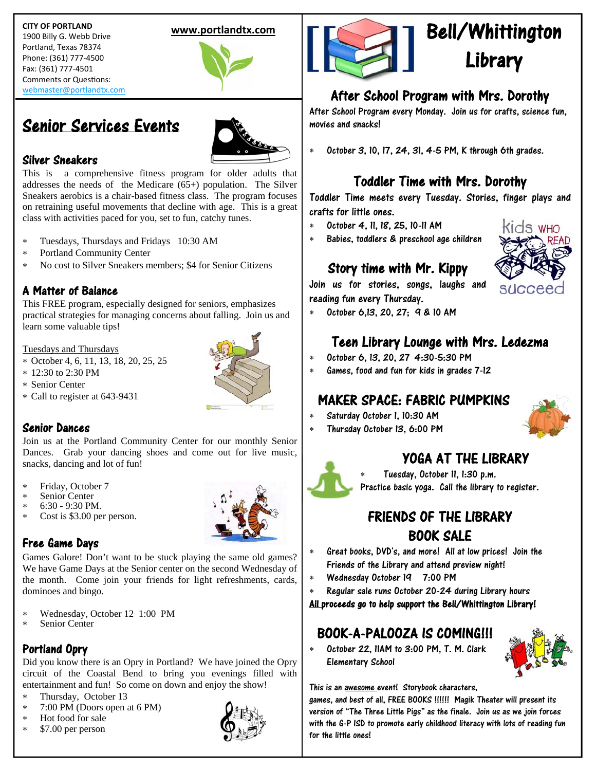**CITY OF PORTLAND**
1900 Billy G. Webb Drive
Portland, Texas 78374
Phone: (361) 777-4500
Fax: (361) 777-4501
Comments or Questions:
webmaster@portlandtx.com

**www.portlandtx.com**

# Senior Services Events

## Silver Sneakers

This is a comprehensive fitness program for older adults that addresses the needs of the Medicare (65+) population. The Silver Sneakers aerobics is a chair-based fitness class. The program focuses on retraining useful movements that decline with age. This is a great class with activities paced for you, set to fun, catchy tunes.

- Tuesdays, Thursdays and Fridays 10:30 AM
- Portland Community Center
- No cost to Silver Sneakers members; $4 for Senior Citizens

## A Matter of Balance

This FREE program, especially designed for seniors, emphasizes practical strategies for managing concerns about falling. Join us and learn some valuable tips!

Tuesdays and Thursdays

- October 4, 6, 11, 13, 18, 20, 25, 25
- 12:30 to 2:30 PM
- Senior Center
- Call to register at 643-9431

## Senior Dances

Join us at the Portland Community Center for our monthly Senior Dances. Grab your dancing shoes and come out for live music, snacks, dancing and lot of fun!

- Friday, October 7
- Senior Center
- 6:30 - 9:30 PM.
- Cost is $3.00 per person.

## Free Game Days

Games Galore! Don't want to be stuck playing the same old games? We have Game Days at the Senior center on the second Wednesday of the month. Come join your friends for light refreshments, cards, dominoes and bingo.

- Wednesday, October 12 1:00 PM
- Senior Center

## Portland Opry

Did you know there is an Opry in Portland? We have joined the Opry circuit of the Coastal Bend to bring you evenings filled with entertainment and fun! So come on down and enjoy the show!

- Thursday, October 13
- 7:00 PM (Doors open at 6 PM)
- Hot food for sale
- $7.00 per person

# Bell/Whittington Library

## After School Program with Mrs. Dorothy

After School Program every Monday. Join us for crafts, science fun, movies and snacks!

- October 3, 10, 17, 24, 31, 4-5 PM, K through 6th grades.

## Toddler Time with Mrs. Dorothy

Toddler Time meets every Tuesday. Stories, finger plays and crafts for little ones.

- October 4, 11, 18, 25, 10-11 AM
- Babies, toddlers & preschool age children

## Story time with Mr. Kippy

Join us for stories, songs, laughs and reading fun every Thursday.

- October 6,13, 20, 27; 9 & 10 AM

## Teen Library Lounge with Mrs. Ledezma

- October 6, 13, 20, 27 4:30-5:30 PM
- Games, food and fun for kids in grades 7-12

## MAKER SPACE: FABRIC PUMPKINS

- Saturday October 1, 10:30 AM
- Thursday October 13, 6:00 PM

## YOGA AT THE LIBRARY

- Tuesday, October 11, 1:30 p.m.

Practice basic yoga. Call the library to register.

## FRIENDS OF THE LIBRARY BOOK SALE

- Great books, DVD's, and more! All at low prices! Join the Friends of the Library and attend preview night!
- Wednesday October 19 7:00 PM
- Regular sale runs October 20-24 during Library hours

**All proceeds go to help support the Bell/Whittington Library!**

## BOOK-A-PALOOZA IS COMING!!!

- October 22, 11AM to 3:00 PM, T. M. Clark Elementary School

This is an awesome event! Storybook characters, games, and best of all, FREE BOOKS !!!!!! Magik Theater will present its version of "The Three Little Pigs" as the finale. Join us as we join forces with the G-P ISD to promote early childhood literacy with lots of reading fun for the little ones!